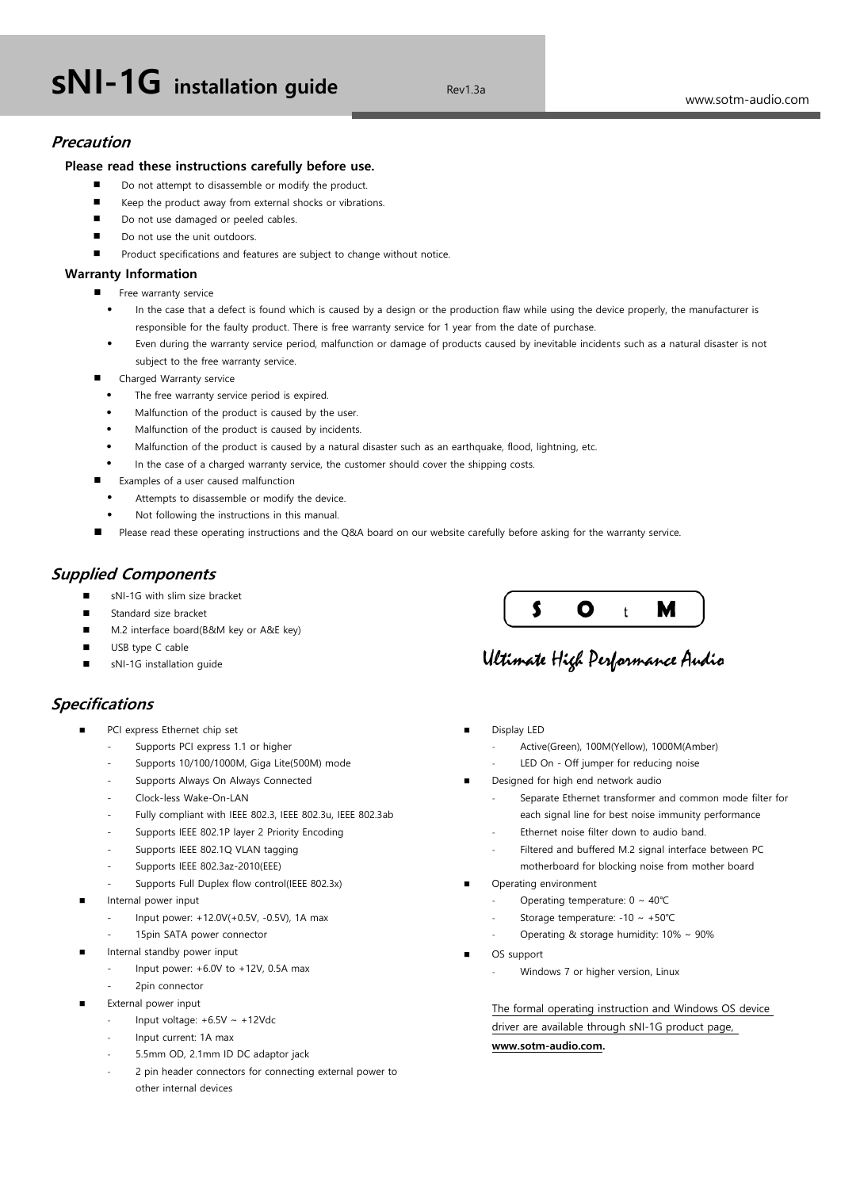# sNI-1G installation guide

Rev1.3a

www.sotm-audio.com

## Precaution

**Please read these instructions carefully before use.**

- Do not attempt to disassemble or modify the product.
- Keep the product away from external shocks or vibrations.
- Do not use damaged or peeled cables.
- Do not use the unit outdoors.
- Product specifications and features are subject to change without notice.

**Warranty Information**

- Free warranty service
  - In the case that a defect is found which is caused by a design or the production flaw while using the device properly, the manufacturer is responsible for the faulty product. There is free warranty service for 1 year from the date of purchase.
  - Even during the warranty service period, malfunction or damage of products caused by inevitable incidents such as a natural disaster is not subject to the free warranty service.
- Charged Warranty service
  - The free warranty service period is expired.
  - Malfunction of the product is caused by the user.
  - Malfunction of the product is caused by incidents.
  - Malfunction of the product is caused by a natural disaster such as an earthquake, flood, lightning, etc.
  - In the case of a charged warranty service, the customer should cover the shipping costs.
- Examples of a user caused malfunction
  - Attempts to disassemble or modify the device.
  - Not following the instructions in this manual.
- Please read these operating instructions and the Q&A board on our website carefully before asking for the warranty service.

## Supplied Components

- sNI-1G with slim size bracket
- Standard size bracket
- M.2 interface board(B&M key or A&E key)
- USB type C cable
- sNI-1G installation guide

S O t M

Ultimate High Performance Audio

## Specifications

- PCI express Ethernet chip set
  - Supports PCI express 1.1 or higher
  - Supports 10/100/1000M, Giga Lite(500M) mode
  - Supports Always On Always Connected
  - Clock-less Wake-On-LAN
  - Fully compliant with IEEE 802.3, IEEE 802.3u, IEEE 802.3ab
  - Supports IEEE 802.1P layer 2 Priority Encoding
  - Supports IEEE 802.1Q VLAN tagging
  - Supports IEEE 802.3az-2010(EEE)
  - Supports Full Duplex flow control(IEEE 802.3x)
- Internal power input
  - Input power: +12.0V(+0.5V, -0.5V), 1A max
  - 15pin SATA power connector
- Internal standby power input
  - Input power: +6.0V to +12V, 0.5A max
  - 2pin connector
- External power input
  - Input voltage: +6.5V ~ +12Vdc
  - Input current: 1A max
  - 5.5mm OD, 2.1mm ID DC adaptor jack
  - 2 pin header connectors for connecting external power to other internal devices
- Display LED
  - Active(Green), 100M(Yellow), 1000M(Amber)
  - LED On - Off jumper for reducing noise
- Designed for high end network audio
  - Separate Ethernet transformer and common mode filter for each signal line for best noise immunity performance
  - Ethernet noise filter down to audio band.
  - Filtered and buffered M.2 signal interface between PC motherboard for blocking noise from mother board
- Operating environment
  - Operating temperature: 0 ~ 40℃
  - Storage temperature: -10 ~ +50℃
  - Operating & storage humidity: 10% ~ 90%
- OS support
  - Windows 7 or higher version, Linux

The formal operating instruction and Windows OS device driver are available through sNI-1G product page, **www.sotm-audio.com**.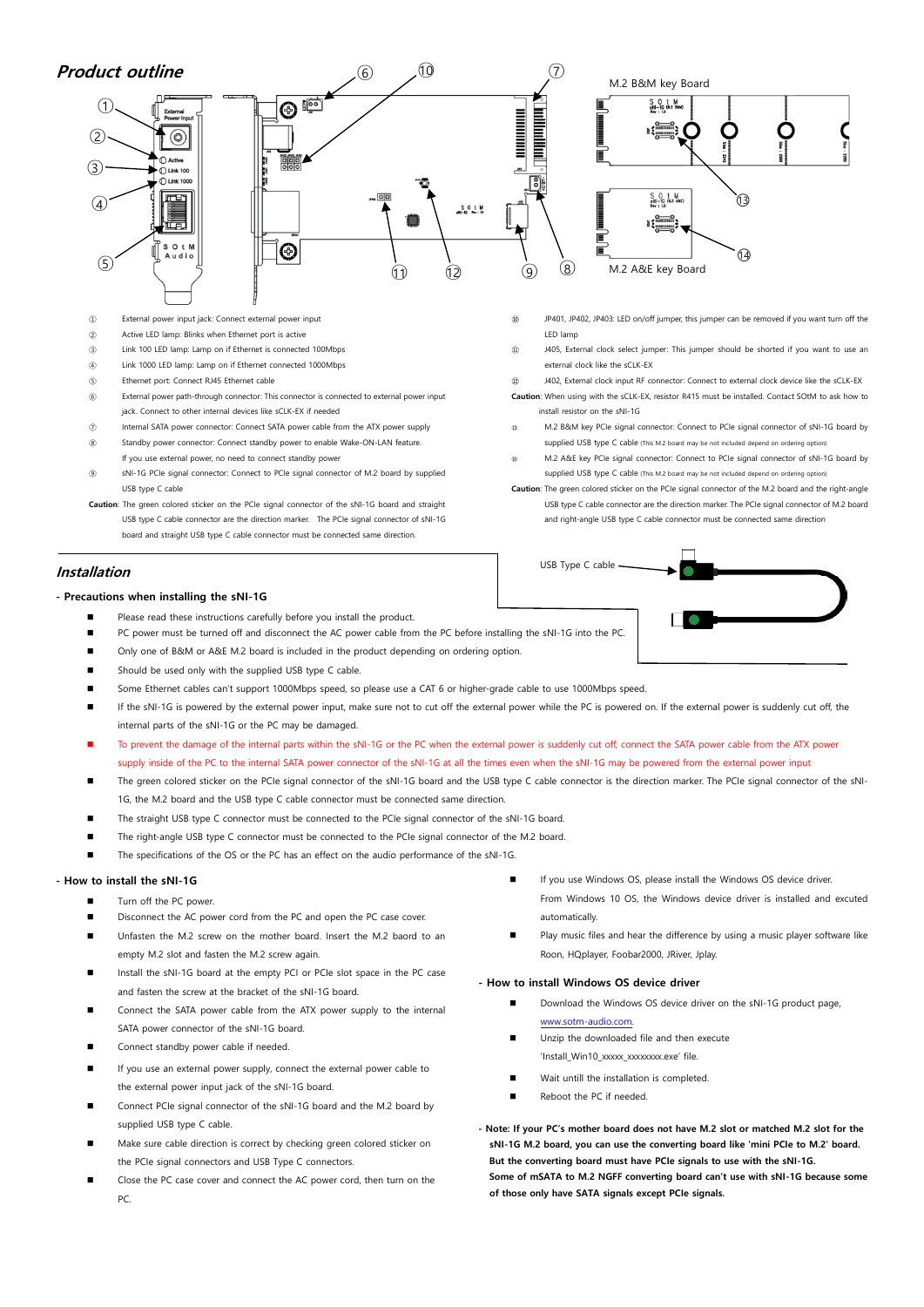## Product outline

M.2 B&M key Board

M.2 A&E key Board

① External power input jack: Connect external power input

② Active LED lamp: Blinks when Ethernet port is active

③ Link 100 LED lamp: Lamp on if Ethernet is connected 100Mbps

④ Link 1000 LED lamp: Lamp on if Ethernet connected 1000Mbps

⑤ Ethernet port: Connect RJ45 Ethernet cable

⑥ External power path-through connector: This connector is connected to external power input jack. Connect to other internal devices like sCLK-EX if needed

⑦ Internal SATA power connector: Connect SATA power cable from the ATX power supply

⑧ Standby power connector: Connect standby power to enable Wake-ON-LAN feature. If you use external power, no need to connect standby power

⑨ sNI-1G PCIe signal connector: Connect to PCIe signal connector of M.2 board by supplied USB type C cable

**Caution**: The green colored sticker on the PCIe signal connector of the sNI-1G board and straight USB type C cable connector are the direction marker. The PCIe signal connector of sNI-1G board and straight USB type C cable connector must be connected same direction.

⑩ JP401, JP402, JP403: LED on/off jumper, this jumper can be removed if you want turn off the LED lamp

⑪ J405, External clock select jumper: This jumper should be shorted if you want to use an external clock like the sCLK-EX

⑫ J402, External clock input RF connector: Connect to external clock device like the sCLK-EX

**Caution**: When using with the sCLK-EX, resistor R415 must be installed. Contact SOtM to ask how to install resistor on the sNI-1G

⑬ M.2 B&M key PCIe signal connector: Connect to PCIe signal connector of sNI-1G board by supplied USB type C cable (This M.2 board may be not included depend on ordering option)

⑭ M.2 A&E key PCIe signal connector: Connect to PCIe signal connector of sNI-1G board by supplied USB type C cable (This M.2 board may be not included depend on ordering option)

**Caution**: The green colored sticker on the PCIe signal connector of the M.2 board and the right-angle USB type C cable connector are the direction marker. The PCIe signal connector of M.2 board and right-angle USB type C cable connector must be connected same direction

## Installation

USB Type C cable

### - Precautions when installing the sNI-1G

- Please read these instructions carefully before you install the product.
- PC power must be turned off and disconnect the AC power cable from the PC before installing the sNI-1G into the PC.
- Only one of B&M or A&E M.2 board is included in the product depending on ordering option.
- Should be used only with the supplied USB type C cable.
- Some Ethernet cables can't support 1000Mbps speed, so please use a CAT 6 or higher-grade cable to use 1000Mbps speed.
- If the sNI-1G is powered by the external power input, make sure not to cut off the external power while the PC is powered on. If the external power is suddenly cut off, the internal parts of the sNI-1G or the PC may be damaged.
- To prevent the damage of the internal parts within the sNI-1G or the PC when the external power is suddenly cut off, connect the SATA power cable from the ATX power supply inside of the PC to the internal SATA power connector of the sNI-1G at all the times even when the sNI-1G may be powered from the external power input
- The green colored sticker on the PCIe signal connector of the sNI-1G board and the USB type C cable connector is the direction marker. The PCIe signal connector of the sNI-1G, the M.2 board and the USB type C cable connector must be connected same direction.
- The straight USB type C connector must be connected to the PCIe signal connector of the sNI-1G board.
- The right-angle USB type C connector must be connected to the PCIe signal connector of the M.2 board.
- The specifications of the OS or the PC has an effect on the audio performance of the sNI-1G.

### - How to install the sNI-1G

- Turn off the PC power.
- Disconnect the AC power cord from the PC and open the PC case cover.
- Unfasten the M.2 screw on the mother board. Insert the M.2 baord to an empty M.2 slot and fasten the M.2 screw again.
- Install the sNI-1G board at the empty PCI or PCIe slot space in the PC case and fasten the screw at the bracket of the sNI-1G board.
- Connect the SATA power cable from the ATX power supply to the internal SATA power connector of the sNI-1G board.
- Connect standby power cable if needed.
- If you use an external power supply, connect the external power cable to the external power input jack of the sNI-1G board.
- Connect PCIe signal connector of the sNI-1G board and the M.2 board by supplied USB type C cable.
- Make sure cable direction is correct by checking green colored sticker on the PCIe signal connectors and USB Type C connectors.
- Close the PC case cover and connect the AC power cord, then turn on the PC.
- If you use Windows OS, please install the Windows OS device driver. From Windows 10 OS, the Windows device driver is installed and excuted automatically.
- Play music files and hear the difference by using a music player software like Roon, HQplayer, Foobar2000, JRiver, Jplay.

### - How to install Windows OS device driver

- Download the Windows OS device driver on the sNI-1G product page, www.sotm-audio.com.
- Unzip the downloaded file and then execute 'Install_Win10_xxxxx_xxxxxxxx.exe' file.
- Wait untill the installation is completed.
- Reboot the PC if needed.

**- Note: If your PC's mother board does not have M.2 slot or matched M.2 slot for the sNI-1G M.2 board, you can use the converting board like 'mini PCIe to M.2' board. But the converting board must have PCIe signals to use with the sNI-1G. Some of mSATA to M.2 NGFF converting board can't use with sNI-1G because some of those only have SATA signals except PCIe signals.**